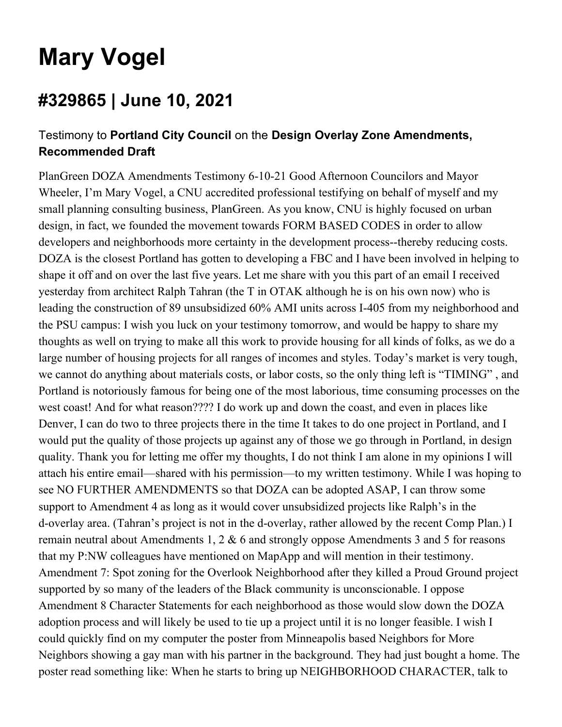# Mary Vogel

## #329865 | June 10, 2021

### Testimony to **Portland City Council** on the **Design Overlay Zone Amendments, Recommended Draft**

PlanGreen DOZA Amendments Testimony 6-10-21 Good Afternoon Councilors and Mayor Wheeler, I'm Mary Vogel, a CNU accredited professional testifying on behalf of myself and my small planning consulting business, PlanGreen. As you know, CNU is highly focused on urban design, in fact, we founded the movement towards FORM BASED CODES in order to allow developers and neighborhoods more certainty in the development process--thereby reducing costs. DOZA is the closest Portland has gotten to developing a FBC and I have been involved in helping to shape it off and on over the last five years. Let me share with you this part of an email I received yesterday from architect Ralph Tahran (the T in OTAK although he is on his own now) who is leading the construction of 89 unsubsidized 60% AMI units across I-405 from my neighborhood and the PSU campus: I wish you luck on your testimony tomorrow, and would be happy to share my thoughts as well on trying to make all this work to provide housing for all kinds of folks, as we do a large number of housing projects for all ranges of incomes and styles. Today's market is very tough, we cannot do anything about materials costs, or labor costs, so the only thing left is "TIMING" , and Portland is notoriously famous for being one of the most laborious, time consuming processes on the west coast! And for what reason???? I do work up and down the coast, and even in places like Denver, I can do two to three projects there in the time It takes to do one project in Portland, and I would put the quality of those projects up against any of those we go through in Portland, in design quality. Thank you for letting me offer my thoughts, I do not think I am alone in my opinions I will attach his entire email—shared with his permission—to my written testimony. While I was hoping to see NO FURTHER AMENDMENTS so that DOZA can be adopted ASAP, I can throw some support to Amendment 4 as long as it would cover unsubsidized projects like Ralph's in the d-overlay area. (Tahran's project is not in the d-overlay, rather allowed by the recent Comp Plan.) I remain neutral about Amendments 1, 2 & 6 and strongly oppose Amendments 3 and 5 for reasons that my P:NW colleagues have mentioned on MapApp and will mention in their testimony. Amendment 7: Spot zoning for the Overlook Neighborhood after they killed a Proud Ground project supported by so many of the leaders of the Black community is unconscionable. I oppose Amendment 8 Character Statements for each neighborhood as those would slow down the DOZA adoption process and will likely be used to tie up a project until it is no longer feasible. I wish I could quickly find on my computer the poster from Minneapolis based Neighbors for More Neighbors showing a gay man with his partner in the background. They had just bought a home. The poster read something like: When he starts to bring up NEIGHBORHOOD CHARACTER, talk to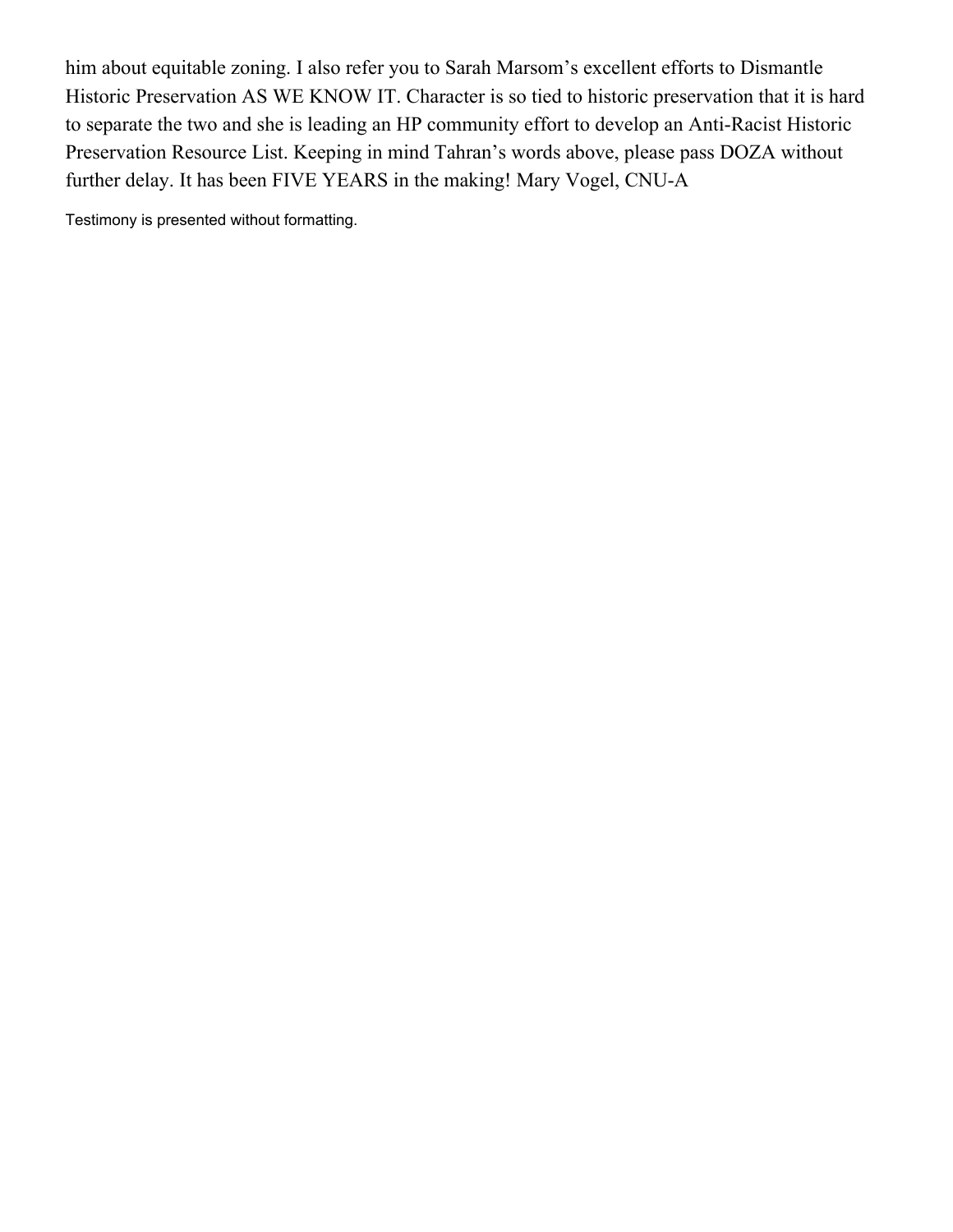him about equitable zoning. I also refer you to Sarah Marsom's excellent efforts to Dismantle Historic Preservation AS WE KNOW IT. Character is so tied to historic preservation that it is hard to separate the two and she is leading an HP community effort to develop an Anti-Racist Historic Preservation Resource List. Keeping in mind Tahran's words above, please pass DOZA without further delay. It has been FIVE YEARS in the making! Mary Vogel, CNU-A

Testimony is presented without formatting.